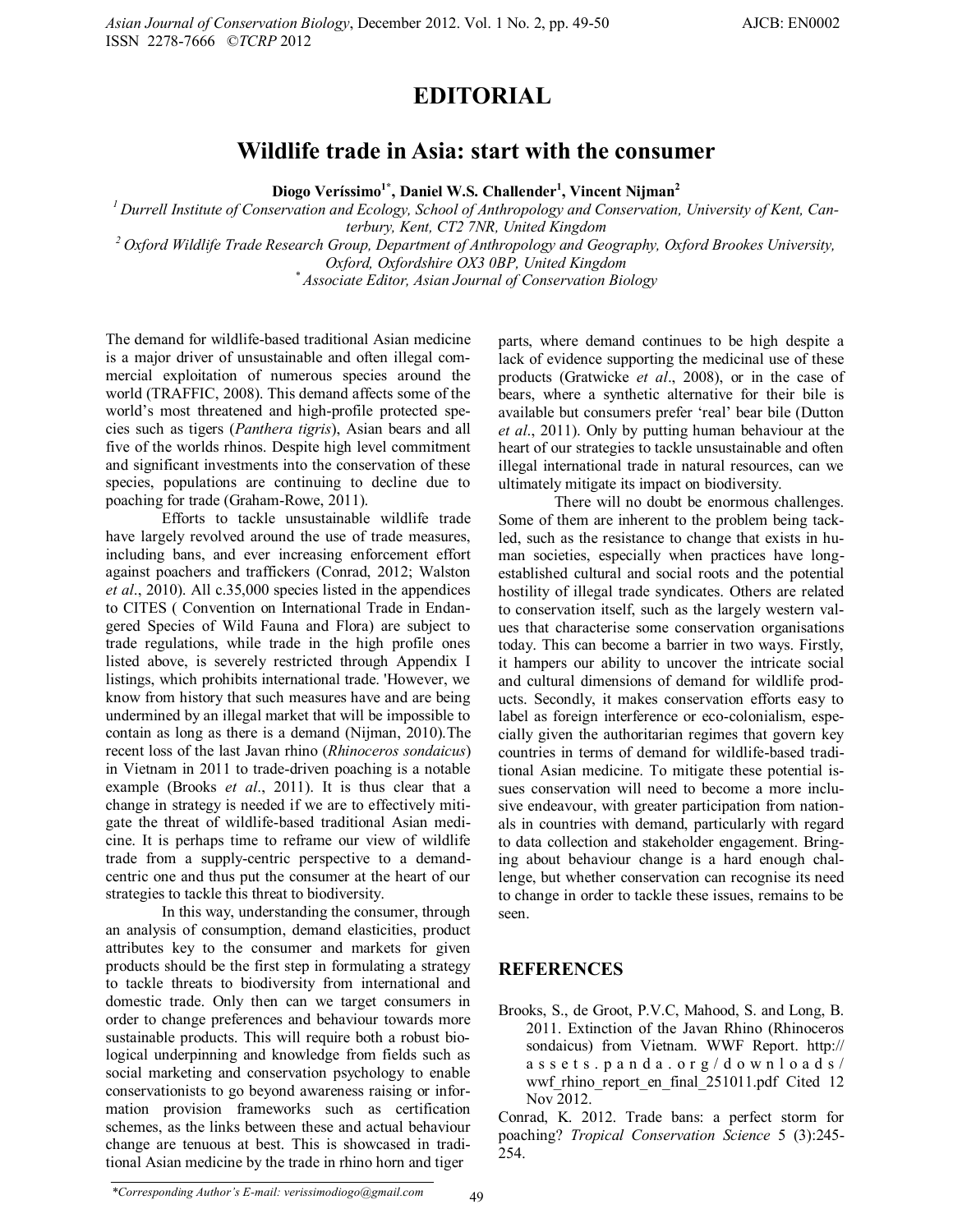# EDITORIAL

## Wildlife trade in Asia: start with the consumer

**Diogo Veríssimo[1*], Daniel W.S. Challender[1], Vincent Nijman[2]**

[1] *Durrell Institute of Conservation and Ecology, School of Anthropology and Conservation, University of Kent, Canterbury, Kent, CT2 7NR, United Kingdom*

[2] *Oxford Wildlife Trade Research Group, Department of Anthropology and Geography, Oxford Brookes University, Oxford, Oxfordshire OX3 0BP, United Kingdom*

[*] *Associate Editor, Asian Journal of Conservation Biology*

The demand for wildlife-based traditional Asian medicine is a major driver of unsustainable and often illegal commercial exploitation of numerous species around the world (TRAFFIC, 2008). This demand affects some of the world's most threatened and high-profile protected species such as tigers (*Panthera tigris*), Asian bears and all five of the worlds rhinos. Despite high level commitment and significant investments into the conservation of these species, populations are continuing to decline due to poaching for trade (Graham-Rowe, 2011).

Efforts to tackle unsustainable wildlife trade have largely revolved around the use of trade measures, including bans, and ever increasing enforcement effort against poachers and traffickers (Conrad, 2012; Walston *et al*., 2010). All c.35,000 species listed in the appendices to CITES ( Convention on International Trade in Endangered Species of Wild Fauna and Flora) are subject to trade regulations, while trade in the high profile ones listed above, is severely restricted through Appendix I listings, which prohibits international trade. 'However, we know from history that such measures have and are being undermined by an illegal market that will be impossible to contain as long as there is a demand (Nijman, 2010).The recent loss of the last Javan rhino (*Rhinoceros sondaicus*) in Vietnam in 2011 to trade-driven poaching is a notable example (Brooks *et al*., 2011). It is thus clear that a change in strategy is needed if we are to effectively mitigate the threat of wildlife-based traditional Asian medicine. It is perhaps time to reframe our view of wildlife trade from a supply-centric perspective to a demand-centric one and thus put the consumer at the heart of our strategies to tackle this threat to biodiversity.

In this way, understanding the consumer, through an analysis of consumption, demand elasticities, product attributes key to the consumer and markets for given products should be the first step in formulating a strategy to tackle threats to biodiversity from international and domestic trade. Only then can we target consumers in order to change preferences and behaviour towards more sustainable products. This will require both a robust biological underpinning and knowledge from fields such as social marketing and conservation psychology to enable conservationists to go beyond awareness raising or information provision frameworks such as certification schemes, as the links between these and actual behaviour change are tenuous at best. This is showcased in traditional Asian medicine by the trade in rhino horn and tiger parts, where demand continues to be high despite a lack of evidence supporting the medicinal use of these products (Gratwicke *et al*., 2008), or in the case of bears, where a synthetic alternative for their bile is available but consumers prefer 'real' bear bile (Dutton *et al*., 2011). Only by putting human behaviour at the heart of our strategies to tackle unsustainable and often illegal international trade in natural resources, can we ultimately mitigate its impact on biodiversity.

There will no doubt be enormous challenges. Some of them are inherent to the problem being tackled, such as the resistance to change that exists in human societies, especially when practices have long-established cultural and social roots and the potential hostility of illegal trade syndicates. Others are related to conservation itself, such as the largely western values that characterise some conservation organisations today. This can become a barrier in two ways. Firstly, it hampers our ability to uncover the intricate social and cultural dimensions of demand for wildlife products. Secondly, it makes conservation efforts easy to label as foreign interference or eco-colonialism, especially given the authoritarian regimes that govern key countries in terms of demand for wildlife-based traditional Asian medicine. To mitigate these potential issues conservation will need to become a more inclusive endeavour, with greater participation from nationals in countries with demand, particularly with regard to data collection and stakeholder engagement. Bringing about behaviour change is a hard enough challenge, but whether conservation can recognise its need to change in order to tackle these issues, remains to be seen.

## REFERENCES

Brooks, S., de Groot, P.V.C, Mahood, S. and Long, B. 2011. Extinction of the Javan Rhino (Rhinoceros sondaicus) from Vietnam. WWF Report. http://assets.panda.org/downloads/wwf_rhino_report_en_final_251011.pdf Cited 12 Nov 2012.

Conrad, K. 2012. Trade bans: a perfect storm for poaching? *Tropical Conservation Science* 5 (3):245-254.

*Corresponding Author's E-mail: verissimodiogo@gmail.com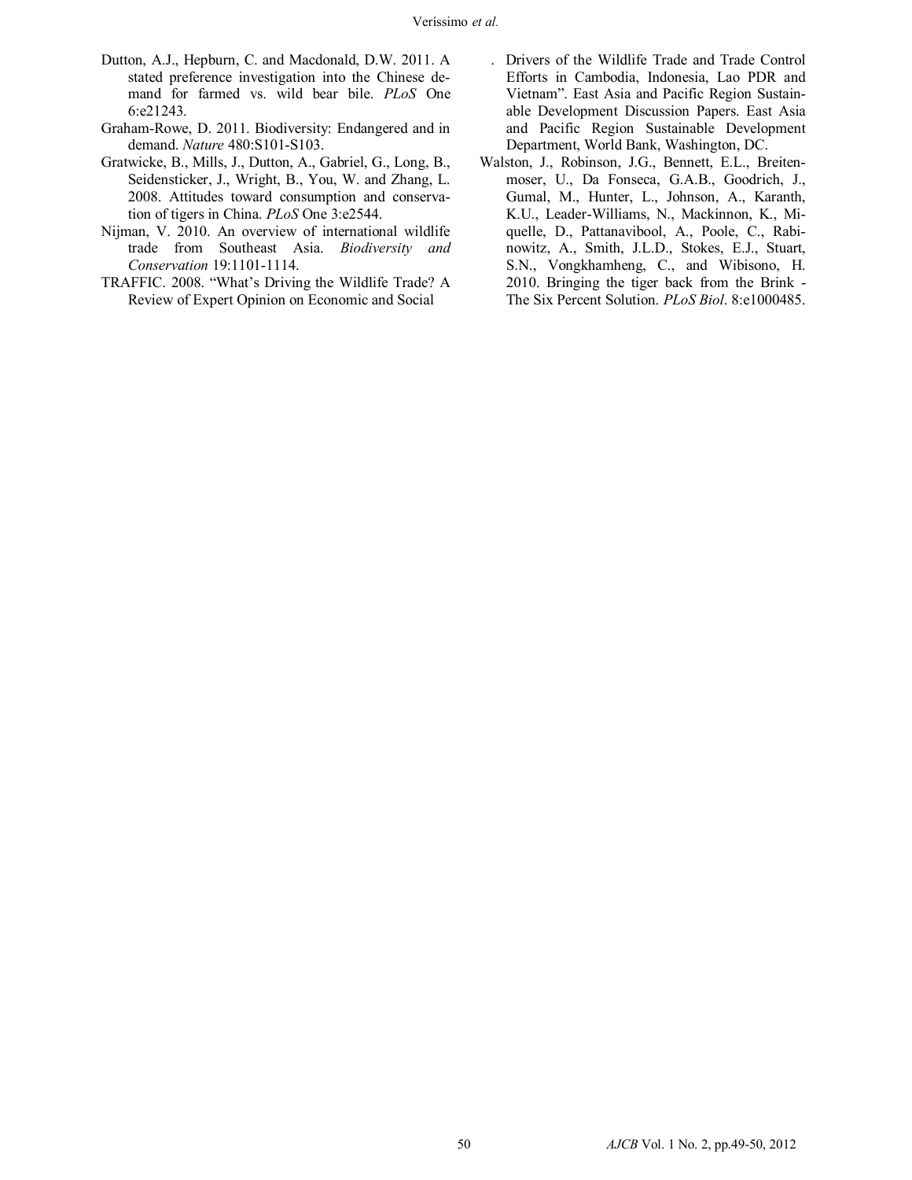Dutton, A.J., Hepburn, C. and Macdonald, D.W. 2011. A stated preference investigation into the Chinese demand for farmed vs. wild bear bile. *PLoS* One 6:e21243.

Graham-Rowe, D. 2011. Biodiversity: Endangered and in demand. *Nature* 480:S101-S103.

Gratwicke, B., Mills, J., Dutton, A., Gabriel, G., Long, B., Seidensticker, J., Wright, B., You, W. and Zhang, L. 2008. Attitudes toward consumption and conservation of tigers in China. *PLoS* One 3:e2544.

Nijman, V. 2010. An overview of international wildlife trade from Southeast Asia. *Biodiversity and Conservation* 19:1101-1114.

TRAFFIC. 2008. "What's Driving the Wildlife Trade? A Review of Expert Opinion on Economic and Social . Drivers of the Wildlife Trade and Trade Control Efforts in Cambodia, Indonesia, Lao PDR and Vietnam". East Asia and Pacific Region Sustainable Development Discussion Papers. East Asia and Pacific Region Sustainable Development Department, World Bank, Washington, DC.

Walston, J., Robinson, J.G., Bennett, E.L., Breitenmoser, U., Da Fonseca, G.A.B., Goodrich, J., Gumal, M., Hunter, L., Johnson, A., Karanth, K.U., Leader-Williams, N., Mackinnon, K., Miquelle, D., Pattanavibool, A., Poole, C., Rabinowitz, A., Smith, J.L.D., Stokes, E.J., Stuart, S.N., Vongkhamheng, C., and Wibisono, H. 2010. Bringing the tiger back from the Brink - The Six Percent Solution. *PLoS Biol*. 8:e1000485.